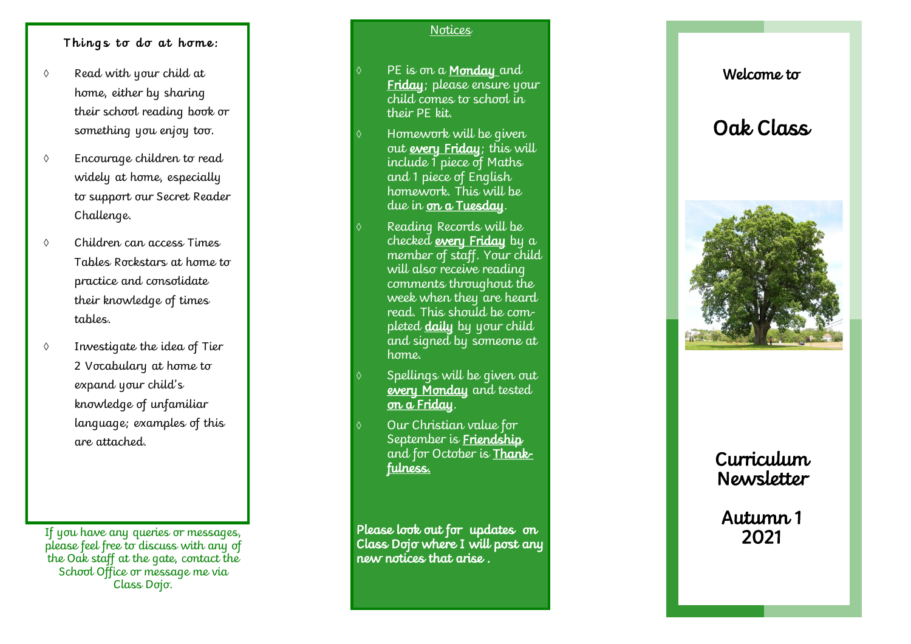### Things to do at home:

- Read with your child at home, either by sharing their school reading book or something you enjoy too.
- Encourage children to read widely at home, especially to support our Secret Reader Challenge.
- Children can access Times Tables Rockstars at home to practice and consolidate their knowledge of times tables.
- Investigate the idea of Tier 2 Vocabulary at home to expand your child's knowledge of unfamiliar language; examples of this are attached.

If you have any queries or messages, please feel free to discuss with any of the Oak staff at the gate, contact the School Office or message me via Class Dojo.

### Notices

- PE is on a **Monday** and **Friday**; please ensure your child comes to school in their PE kit.
- Homework will be given out **every Friday**; this will include 1 piece of Maths and 1 piece of English homework. This will be due in **on a Tuesday**.
- Reading Records will be checked **every Friday** by a member of staff. Your child will also receive reading comments throughout the week when they are heard read. This should be completed **daily** by your child and signed by someone at home.
- Spellings will be given out **every Monday** and tested **on a Friday**.
- Our Christian value for September is **Friendship** and for October is **Thankfulness.**

**Please look out for updates on Class Dojo where I will post any new notices that arise .**

Welcome to

# Oak Class

## Curriculum Newsletter

## Autumn 1 2021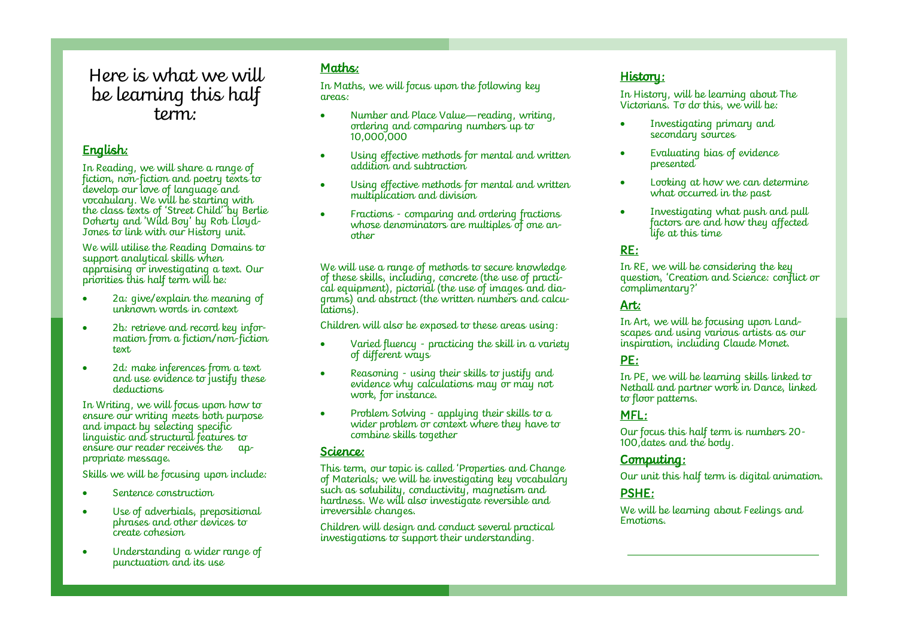# Here is what we will be learning this half term:

## English:

In Reading, we will share a range of fiction, non-fiction and poetry texts to develop our love of language and vocabulary. We will be starting with the class texts of 'Street Child' by Berlie Doherty and 'Wild Boy' by Rob Lloyd-Jones to link with our History unit.

We will utilise the Reading Domains to support analytical skills when appraising or investigating a text. Our priorities this half term will be:

- 2a: give/explain the meaning of unknown words in context
- 2b: retrieve and record key information from a fiction/non-fiction text
- 2d: make inferences from a text and use evidence to justify these deductions

In Writing, we will focus upon how to ensure our writing meets both purpose and impact by selecting specific linguistic and structural features to ensure our reader receives the appropriate message.

Skills we will be focusing upon include:

- Sentence construction
- Use of adverbials, prepositional phrases and other devices to create cohesion
- Understanding a wider range of punctuation and its use

## Maths:

In Maths, we will focus upon the following key areas:

- Number and Place Value—reading, writing, ordering and comparing numbers up to 10,000,000
- Using effective methods for mental and written addition and subtraction
- Using effective methods for mental and written multiplication and division
- Fractions - comparing and ordering fractions whose denominators are multiples of one another

We will use a range of methods to secure knowledge of these skills, including, concrete (the use of practical equipment), pictorial (the use of images and diagrams) and abstract (the written numbers and calculations).

Children will also be exposed to these areas using:

- Varied fluency - practicing the skill in a variety of different ways
- Reasoning - using their skills to justify and evidence why calculations may or may not work, for instance.
- Problem Solving - applying their skills to a wider problem or context where they have to combine skills together

## Science:

This term, our topic is called 'Properties and Change of Materials; we will be investigating key vocabulary such as solubility, conductivity, magnetism and hardness. We will also investigate reversible and irreversible changes.

Children will design and conduct several practical investigations to support their understanding.

## History:

In History, will be learning about The Victorians. To do this, we will be:

- Investigating primary and secondary sources
- Evaluating bias of evidence presented
- Looking at how we can determine what occurred in the past
- Investigating what push and pull factors are and how they affected life at this time

## RE:

In RE, we will be considering the key question, 'Creation and Science: conflict or complimentary?'

## Art:

In Art, we will be focusing upon Landscapes and using various artists as our inspiration, including Claude Monet.

## PE:

In PE, we will be learning skills linked to Netball and partner work in Dance, linked to floor patterns.

## MFL:

Our focus this half term is numbers 20-100,dates and the body.

## Computing:

Our unit this half term is digital animation.

## PSHE:

We will be learning about Feelings and Emotions.